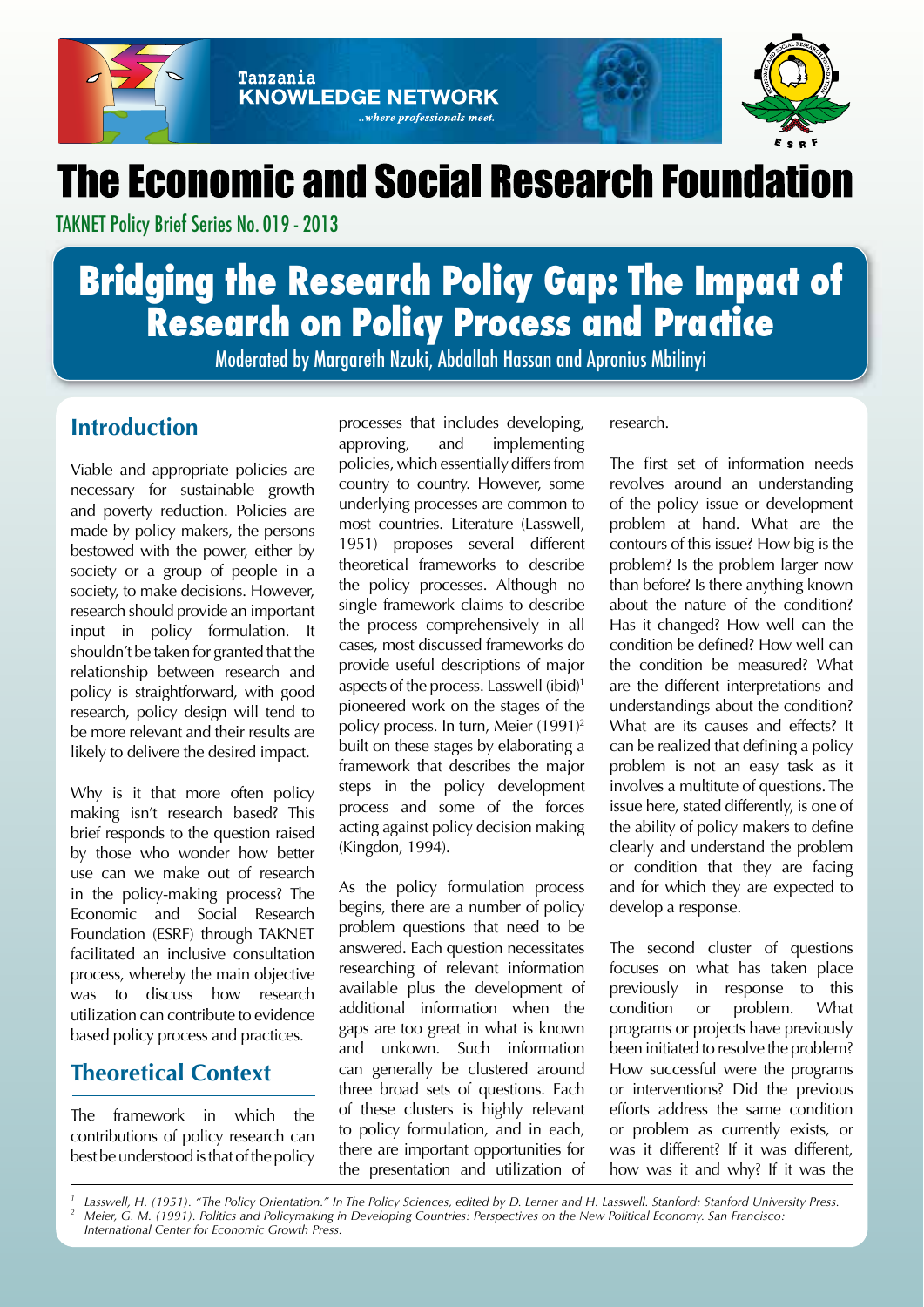Tanzania
KNOWLEDGE NETWORK
..where professionals meet.

# The Economic and Social Research Foundation

TAKNET Policy Brief Series No. 019 - 2013

# Bridging the Research Policy Gap: The Impact of Research on Policy Process and Practice

Moderated by Margareth Nzuki, Abdallah Hassan and Apronius Mbilinyi

## Introduction

Viable and appropriate policies are necessary for sustainable growth and poverty reduction. Policies are made by policy makers, the persons bestowed with the power, either by society or a group of people in a society, to make decisions. However, research should provide an important input in policy formulation. It shouldn't be taken for granted that the relationship between research and policy is straightforward, with good research, policy design will tend to be more relevant and their results are likely to deliver the desired impact.

Why is it that more often policy making isn't research based? This brief responds to the question raised by those who wonder how better use can we make out of research in the policy-making process? The Economic and Social Research Foundation (ESRF) through TAKNET facilitated an inclusive consultation process, whereby the main objective was to discuss how research utilization can contribute to evidence based policy process and practices.

## Theoretical Context

The framework in which the contributions of policy research can best be understood is that of the policy processes that includes developing, approving, and implementing policies, which essentially differs from country to country. However, some underlying processes are common to most countries. Literature (Lasswell, 1951) proposes several different theoretical frameworks to describe the policy processes. Although no single framework claims to describe the process comprehensively in all cases, most discussed frameworks do provide useful descriptions of major aspects of the process. Lasswell (ibid)[1] pioneered work on the stages of the policy process. In turn, Meier (1991)[2] built on these stages by elaborating a framework that describes the major steps in the policy development process and some of the forces acting against policy decision making (Kingdon, 1994).

As the policy formulation process begins, there are a number of policy problem questions that need to be answered. Each question necessitates researching of relevant information available plus the development of additional information when the gaps are too great in what is known and unkown. Such information can generally be clustered around three broad sets of questions. Each of these clusters is highly relevant to policy formulation, and in each, there are important opportunities for the presentation and utilization of research.

The first set of information needs revolves around an understanding of the policy issue or development problem at hand. What are the contours of this issue? How big is the problem? Is the problem larger now than before? Is there anything known about the nature of the condition? Has it changed? How well can the condition be defined? How well can the condition be measured? What are the different interpretations and understandings about the condition? What are its causes and effects? It can be realized that defining a policy problem is not an easy task as it involves a multitude of questions. The issue here, stated differently, is one of the ability of policy makers to define clearly and understand the problem or condition that they are facing and for which they are expected to develop a response.

The second cluster of questions focuses on what has taken place previously in response to this condition or problem. What programs or projects have previously been initiated to resolve the problem? How successful were the programs or interventions? Did the previous efforts address the same condition or problem as currently exists, or was it different? If it was different, how was it and why? If it was the

---

[1] Lasswell, H. (1951). "The Policy Orientation." In The Policy Sciences, edited by D. Lerner and H. Lasswell. Stanford: Stanford University Press.
[2] Meier, G. M. (1991). Politics and Policymaking in Developing Countries: Perspectives on the New Political Economy. San Francisco: International Center for Economic Growth Press.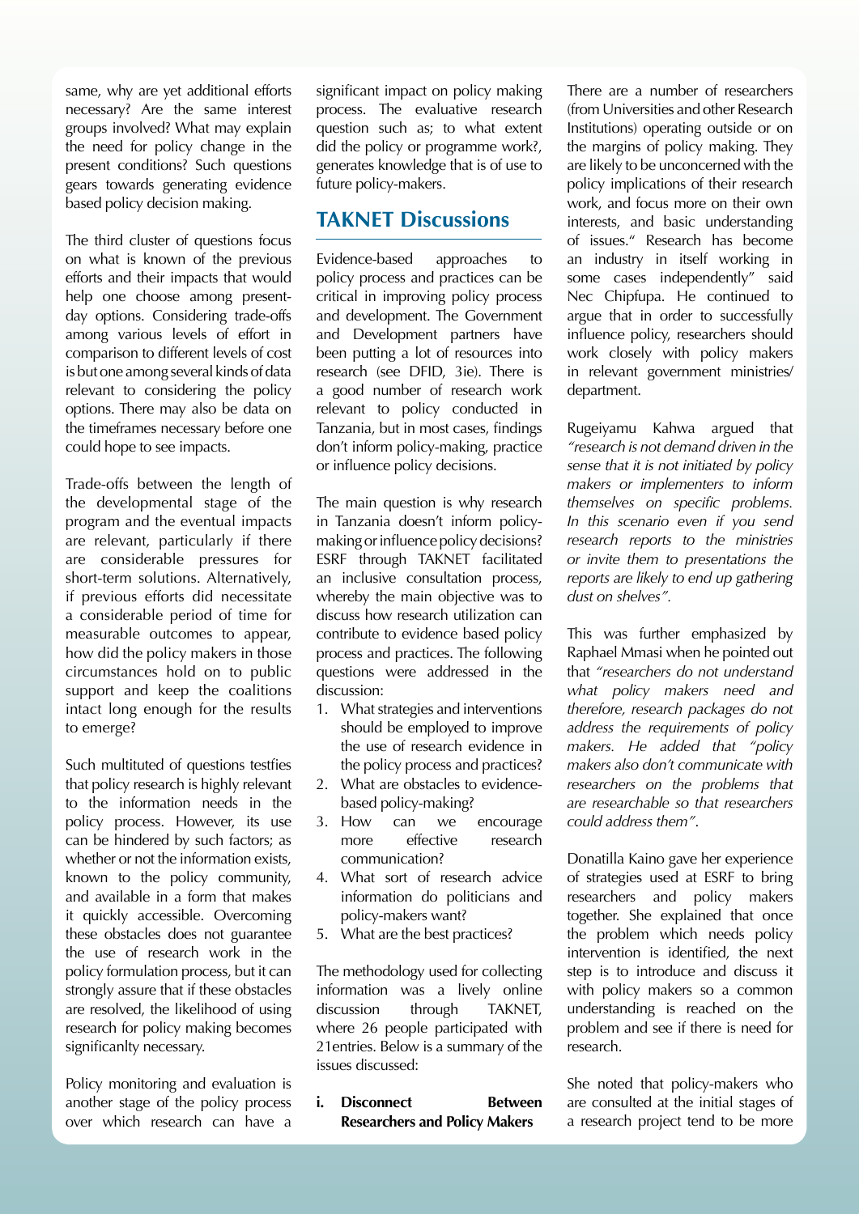same, why are yet additional efforts necessary? Are the same interest groups involved? What may explain the need for policy change in the present conditions? Such questions gears towards generating evidence based policy decision making.

The third cluster of questions focus on what is known of the previous efforts and their impacts that would help one choose among present-day options. Considering trade-offs among various levels of effort in comparison to different levels of cost is but one among several kinds of data relevant to considering the policy options. There may also be data on the timeframes necessary before one could hope to see impacts.

Trade-offs between the length of the developmental stage of the program and the eventual impacts are relevant, particularly if there are considerable pressures for short-term solutions. Alternatively, if previous efforts did necessitate a considerable period of time for measurable outcomes to appear, how did the policy makers in those circumstances hold on to public support and keep the coalitions intact long enough for the results to emerge?

Such multituted of questions testfies that policy research is highly relevant to the information needs in the policy process. However, its use can be hindered by such factors; as whether or not the information exists, known to the policy community, and available in a form that makes it quickly accessible. Overcoming these obstacles does not guarantee the use of research work in the policy formulation process, but it can strongly assure that if these obstacles are resolved, the likelihood of using research for policy making becomes significanlty necessary.

Policy monitoring and evaluation is another stage of the policy process over which research can have a significant impact on policy making process. The evaluative research question such as; to what extent did the policy or programme work?, generates knowledge that is of use to future policy-makers.

## TAKNET Discussions

Evidence-based approaches to policy process and practices can be critical in improving policy process and development. The Government and Development partners have been putting a lot of resources into research (see DFID, 3ie). There is a good number of research work relevant to policy conducted in Tanzania, but in most cases, findings don't inform policy-making, practice or influence policy decisions.

The main question is why research in Tanzania doesn't inform policy-making or influence policy decisions? ESRF through TAKNET facilitated an inclusive consultation process, whereby the main objective was to discuss how research utilization can contribute to evidence based policy process and practices. The following questions were addressed in the discussion:

1. What strategies and interventions should be employed to improve the use of research evidence in the policy process and practices?
2. What are obstacles to evidence-based policy-making?
3. How can we encourage more effective research communication?
4. What sort of research advice information do politicians and policy-makers want?
5. What are the best practices?

The methodology used for collecting information was a lively online discussion through TAKNET, where 26 people participated with 21entries. Below is a summary of the issues discussed:

**i. Disconnect Between Researchers and Policy Makers**

There are a number of researchers (from Universities and other Research Institutions) operating outside or on the margins of policy making. They are likely to be unconcerned with the policy implications of their research work, and focus more on their own interests, and basic understanding of issues." Research has become an industry in itself working in some cases independently" said Nec Chipfupa. He continued to argue that in order to successfully influence policy, researchers should work closely with policy makers in relevant government ministries/ department.

Rugeiyamu Kahwa argued that *"research is not demand driven in the sense that it is not initiated by policy makers or implementers to inform themselves on specific problems. In this scenario even if you send research reports to the ministries or invite them to presentations the reports are likely to end up gathering dust on shelves".*

This was further emphasized by Raphael Mmasi when he pointed out that *"researchers do not understand what policy makers need and therefore, research packages do not address the requirements of policy makers. He added that "policy makers also don't communicate with researchers on the problems that are researchable so that researchers could address them".*

Donatilla Kaino gave her experience of strategies used at ESRF to bring researchers and policy makers together. She explained that once the problem which needs policy intervention is identified, the next step is to introduce and discuss it with policy makers so a common understanding is reached on the problem and see if there is need for research.

She noted that policy-makers who are consulted at the initial stages of a research project tend to be more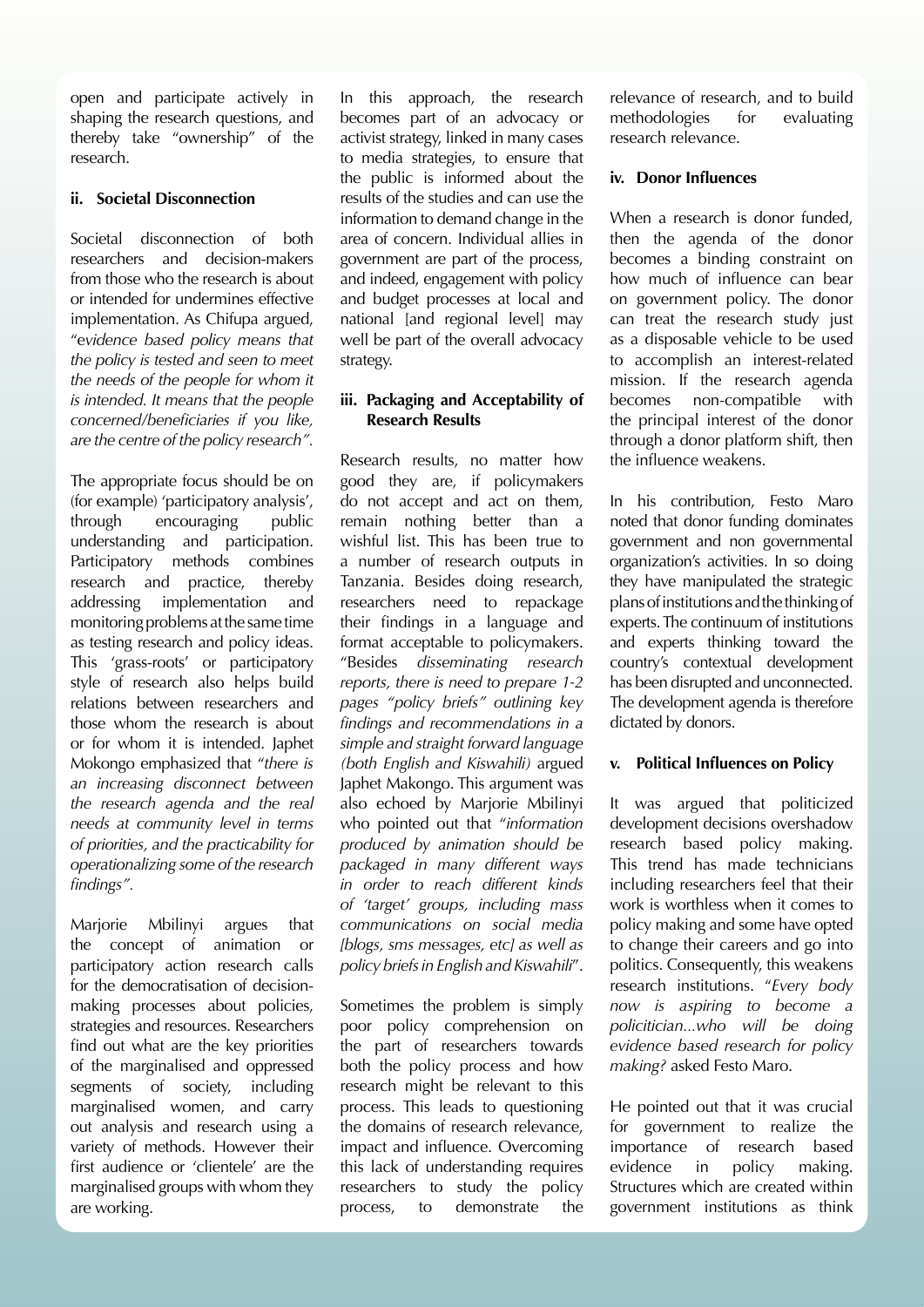open and participate actively in shaping the research questions, and thereby take "ownership" of the research.

#### ii. Societal Disconnection

Societal disconnection of both researchers and decision-makers from those who the research is about or intended for undermines effective implementation. As Chifupa argued, "*evidence based policy means that the policy is tested and seen to meet the needs of the people for whom it is intended. It means that the people concerned/beneficiaries if you like, are the centre of the policy research".*

The appropriate focus should be on (for example) 'participatory analysis', through encouraging public understanding and participation. Participatory methods combines research and practice, thereby addressing implementation and monitoring problems at the same time as testing research and policy ideas. This 'grass-roots' or participatory style of research also helps build relations between researchers and those whom the research is about or for whom it is intended. Japhet Mokongo emphasized that "*there is an increasing disconnect between the research agenda and the real needs at community level in terms of priorities, and the practicability for operationalizing some of the research findings".*

Marjorie Mbilinyi argues that the concept of animation or participatory action research calls for the democratisation of decision-making processes about policies, strategies and resources. Researchers find out what are the key priorities of the marginalised and oppressed segments of society, including marginalised women, and carry out analysis and research using a variety of methods. However their first audience or 'clientele' are the marginalised groups with whom they are working.

In this approach, the research becomes part of an advocacy or activist strategy, linked in many cases to media strategies, to ensure that the public is informed about the results of the studies and can use the information to demand change in the area of concern. Individual allies in government are part of the process, and indeed, engagement with policy and budget processes at local and national [and regional level] may well be part of the overall advocacy strategy.

#### iii. Packaging and Acceptability of Research Results

Research results, no matter how good they are, if policymakers do not accept and act on them, remain nothing better than a wishful list. This has been true to a number of research outputs in Tanzania. Besides doing research, researchers need to repackage their findings in a language and format acceptable to policymakers. "Besides *disseminating research reports, there is need to prepare 1-2 pages "policy briefs" outlining key findings and recommendations in a simple and straight forward language (both English and Kiswahili)* argued Japhet Makongo. This argument was also echoed by Marjorie Mbilinyi who pointed out that "*information produced by animation should be packaged in many different ways in order to reach different kinds of 'target' groups, including mass communications on social media [blogs, sms messages, etc] as well as policy briefs in English and Kiswahili*".

Sometimes the problem is simply poor policy comprehension on the part of researchers towards both the policy process and how research might be relevant to this process. This leads to questioning the domains of research relevance, impact and influence. Overcoming this lack of understanding requires researchers to study the policy process, to demonstrate the relevance of research, and to build methodologies for evaluating research relevance.

#### iv. Donor Influences

When a research is donor funded, then the agenda of the donor becomes a binding constraint on how much of influence can bear on government policy. The donor can treat the research study just as a disposable vehicle to be used to accomplish an interest-related mission. If the research agenda becomes non-compatible with the principal interest of the donor through a donor platform shift, then the influence weakens.

In his contribution, Festo Maro noted that donor funding dominates government and non governmental organization's activities. In so doing they have manipulated the strategic plans of institutions and the thinking of experts. The continuum of institutions and experts thinking toward the country's contextual development has been disrupted and unconnected. The development agenda is therefore dictated by donors.

#### v. Political Influences on Policy

It was argued that politicized development decisions overshadow research based policy making. This trend has made technicians including researchers feel that their work is worthless when it comes to policy making and some have opted to change their careers and go into politics. Consequently, this weakens research institutions. "*Every body now is aspiring to become a policitician...who will be doing evidence based research for policy making?* asked Festo Maro.

He pointed out that it was crucial for government to realize the importance of research based evidence in policy making. Structures which are created within government institutions as think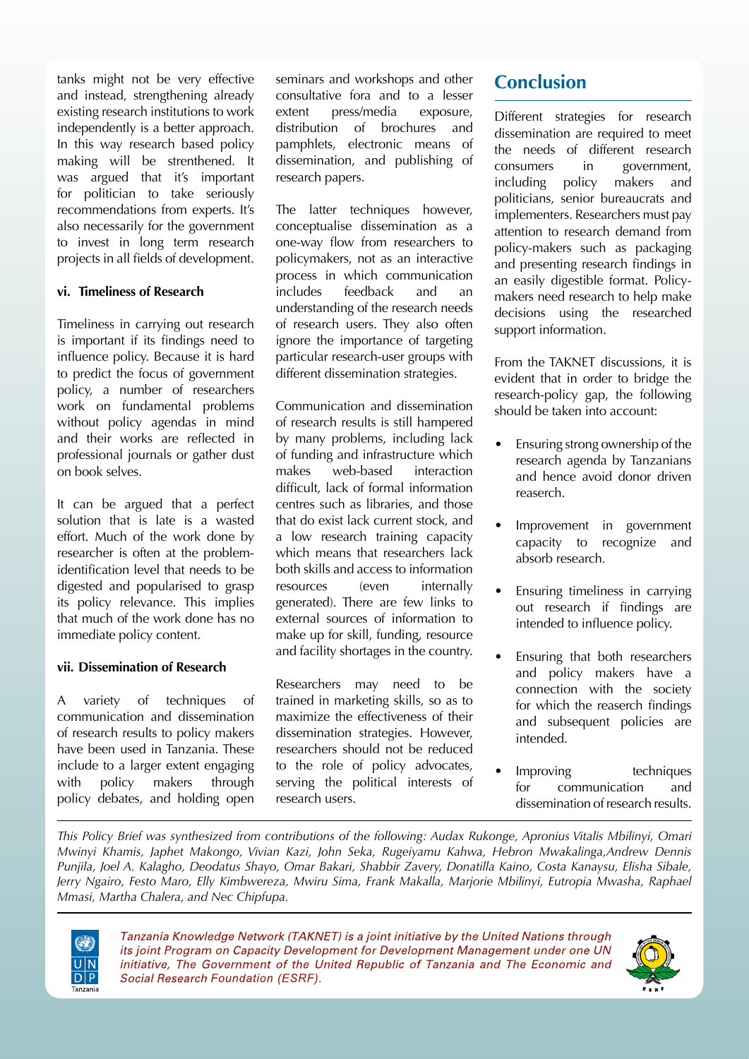tanks might not be very effective and instead, strengthening already existing research institutions to work independently is a better approach. In this way research based policy making will be strenthened. It was argued that it's important for politician to take seriously recommendations from experts. It's also necessarily for the government to invest in long term research projects in all fields of development.

**vi. Timeliness of Research**

Timeliness in carrying out research is important if its findings need to influence policy. Because it is hard to predict the focus of government policy, a number of researchers work on fundamental problems without policy agendas in mind and their works are reflected in professional journals or gather dust on book selves.

It can be argued that a perfect solution that is late is a wasted effort. Much of the work done by researcher is often at the problem-identification level that needs to be digested and popularised to grasp its policy relevance. This implies that much of the work done has no immediate policy content.

**vii. Dissemination of Research**

A variety of techniques of communication and dissemination of research results to policy makers have been used in Tanzania. These include to a larger extent engaging with policy makers through policy debates, and holding open seminars and workshops and other consultative fora and to a lesser extent press/media exposure, distribution of brochures and pamphlets, electronic means of dissemination, and publishing of research papers.

The latter techniques however, conceptualise dissemination as a one-way flow from researchers to policymakers, not as an interactive process in which communication includes feedback and an understanding of the research needs of research users. They also often ignore the importance of targeting particular research-user groups with different dissemination strategies.

Communication and dissemination of research results is still hampered by many problems, including lack of funding and infrastructure which makes web-based interaction difficult, lack of formal information centres such as libraries, and those that do exist lack current stock, and a low research training capacity which means that researchers lack both skills and access to information resources (even internally generated). There are few links to external sources of information to make up for skill, funding, resource and facility shortages in the country.

Researchers may need to be trained in marketing skills, so as to maximize the effectiveness of their dissemination strategies. However, researchers should not be reduced to the role of policy advocates, serving the political interests of research users.

## Conclusion

Different strategies for research dissemination are required to meet the needs of different research consumers in government, including policy makers and politicians, senior bureaucrats and implementers. Researchers must pay attention to research demand from policy-makers such as packaging and presenting research findings in an easily digestible format. Policy-makers need research to help make decisions using the researched support information.

From the TAKNET discussions, it is evident that in order to bridge the research-policy gap, the following should be taken into account:

- Ensuring strong ownership of the research agenda by Tanzanians and hence avoid donor driven reaserch.
- Improvement in government capacity to recognize and absorb research.
- Ensuring timeliness in carrying out research if findings are intended to influence policy.
- Ensuring that both researchers and policy makers have a connection with the society for which the reaserch findings and subsequent policies are intended.
- Improving techniques for communication and dissemination of research results.

*This Policy Brief was synthesized from contributions of the following: Audax Rukonge, Apronius Vitalis Mbilinyi, Omari Mwinyi Khamis, Japhet Makongo, Vivian Kazi, John Seka, Rugeiyamu Kahwa, Hebron Mwakalinga,Andrew Dennis Punjila, Joel A. Kalagho, Deodatus Shayo, Omar Bakari, Shabbir Zavery, Donatilla Kaino, Costa Kanaysu, Elisha Sibale, Jerry Ngairo, Festo Maro, Elly Kimbwereza, Mwiru Sima, Frank Makalla, Marjorie Mbilinyi, Eutropia Mwasha, Raphael Mmasi, Martha Chalera, and Nec Chipfupa.*

*Tanzania Knowledge Network (TAKNET) is a joint initiative by the United Nations through its joint Program on Capacity Development for Development Management under one UN initiative, The Government of the United Republic of Tanzania and The Economic and Social Research Foundation (ESRF).*